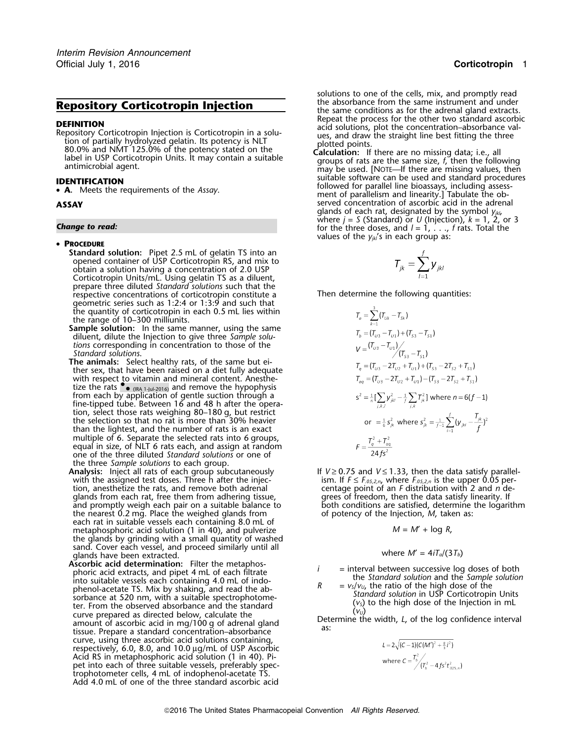# Repository Corticotropin Injection

**DEFINITION**

Repository Corticotropin Injection is Corticotropin in a solution of partially hydrolyzed gelatin. Its potency is NLT 80.0% and NMT 125.0% of the potency stated on the label in USP Corticotropin Units. It may contain a suitable antimicrobial agent.

**IDENTIFICATION**

- **A.** Meets the requirements of the *Assay*.

**ASSAY**

***Change to read:***

- **PROCEDURE**

**Standard solution:** Pipet 2.5 mL of gelatin TS into an opened container of USP Corticotropin RS, and mix to obtain a solution having a concentration of 2.0 USP Corticotropin Units/mL. Using gelatin TS as a diluent, prepare three diluted *Standard solutions* such that the respective concentrations of corticotropin constitute a geometric series such as 1:2:4 or 1:3:9 and such that the quantity of corticotropin in each 0.5 mL lies within the range of 10–300 milliunits.

**Sample solution:** In the same manner, using the same diluent, dilute the Injection to give three *Sample solutions* corresponding in concentration to those of the *Standard solutions*.

**The animals:** Select healthy rats, of the same but either sex, that have been raised on a diet fully adequate with respect to vitamin and mineral content. Anesthetize the rats •● (IRA 1-Jul-2016) and remove the hypophysis from each by application of gentle suction through a fine-tipped tube. Between 16 and 48 h after the operation, select those rats weighing 80–180 g, but restrict the selection so that no rat is more than 30% heavier than the lightest, and the number of rats is an exact multiple of 6. Separate the selected rats into 6 groups, equal in size, of NLT 6 rats each, and assign at random one of the three diluted *Standard solutions* or one of the three *Sample solutions* to each group.

**Analysis:** Inject all rats of each group subcutaneously with the assigned test doses. Three h after the injection, anesthetize the rats, and remove both adrenal glands from each rat, free them from adhering tissue, and promptly weigh each pair on a suitable balance to the nearest 0.2 mg. Place the weighed glands from each rat in suitable vessels each containing 8.0 mL of metaphosphoric acid solution (1 in 40), and pulverize the glands by grinding with a small quantity of washed sand. Cover each vessel, and proceed similarly until all glands have been extracted.

**Ascorbic acid determination:** Filter the metaphosphoric acid extracts, and pipet 4 mL of each filtrate into suitable vessels each containing 4.0 mL of indophenol-acetate TS. Mix by shaking, and read the absorbance at 520 nm, with a suitable spectrophotometer. From the observed absorbance and the standard curve prepared as directed below, calculate the amount of ascorbic acid in mg/100 g of adrenal gland tissue. Prepare a standard concentration–absorbance curve, using three ascorbic acid solutions containing, respectively, 6.0, 8.0, and 10.0 µg/mL of USP Ascorbic Acid RS in metaphosphoric acid solution (1 in 40). Pipet into each of three suitable vessels, preferably spectrophotometer cells, 4 mL of indophenol-acetate TS. Add 4.0 mL of one of the three standard ascorbic acid solutions to one of the cells, mix, and promptly read the absorbance from the same instrument and under the same conditions as for the adrenal gland extracts. Repeat the process for the other two standard ascorbic acid solutions, plot the concentration–absorbance values, and draw the straight line best fitting the three plotted points.

**Calculation:** If there are no missing data; i.e., all groups of rats are the same size, $f$, then the following may be used. [NOTE—If there are missing values, then suitable software can be used and standard procedures followed for parallel line bioassays, including assessment of parallelism and linearity.] Tabulate the observed concentration of ascorbic acid in the adrenal glands of each rat, designated by the symbol $y_{jkl}$, where $j = S$ (Standard) or $U$ (Injection), $k = 1, 2$, or $3$ for the three doses, and $l = 1, \ldots, f$ rats. Total the values of the $y_{jkl}$'s in each group as:

$$T_{jk} = \sum_{l=1}^{f} y_{jkl}$$

Then determine the following quantities:

$$T_a = \sum_{k=1}^{3} (T_{Uk} - T_{Sk})$$

$$T_b = (T_{U3} - T_{U1}) + (T_{S3} - T_{S1})$$

$$V = (T_{U3} - T_{U1}) \big/ (T_{S3} - T_{S1})$$

$$T_q = (T_{U3} - 2T_{U2} + T_{U1}) + (T_{S3} - 2T_{S2} + T_{S1})$$

$$T_{aq} = (T_{U3} - 2T_{U2} + T_{U1}) - (T_{S3} - 2T_{S2} + T_{S1})$$

$$s^2 = \tfrac{1}{n}\Big[\sum_{j,k,l} y_{jkl}^2 - \tfrac{1}{f}\sum_{j,k} T_{jk}^2\Big] \text{ where } n = 6(f-1)$$

$$\text{or } = \tfrac{1}{6} s_{jk}^2 \text{ where } s_{jk}^2 = \tfrac{1}{f-1}\sum_{l=1}^{f}\Big(y_{jkl} - \frac{T_{jk}}{f}\Big)^2$$

$$F = \frac{T_q^2 + T_{aq}^2}{24 f s^2}$$

If $V \geq 0.75$ and $V \leq 1.33$, then the data satisfy parallelism. If $F \leq F_{.05,2,n}$, where $F_{.05,2,n}$ is the upper 0.05 percentage point of an $F$ distribution with 2 and $n$ degrees of freedom, then the data satisfy linearity. If both conditions are satisfied, determine the logarithm of potency of the Injection, $M$, taken as:

$$M = M' + \log R,$$

$$\text{where } M' = 4iT_a/(3T_b)$$

$i$ = interval between successive log doses of both the *Standard solution* and the *Sample solution*

$R$ = $v_S/v_U$, the ratio of the high dose of the *Standard solution* in USP Corticotropin Units ($v_S$) to the high dose of the Injection in mL ($v_U$)

Determine the width, $L$, of the log confidence interval as:

$$L = 2\sqrt{(C-1)(C(M')^2 + \tfrac{8}{3}i^2)}$$

$$\text{where } C = T_b^2 \big/ (T_b^2 - 4fs^2 t_{.025,n}^2)$$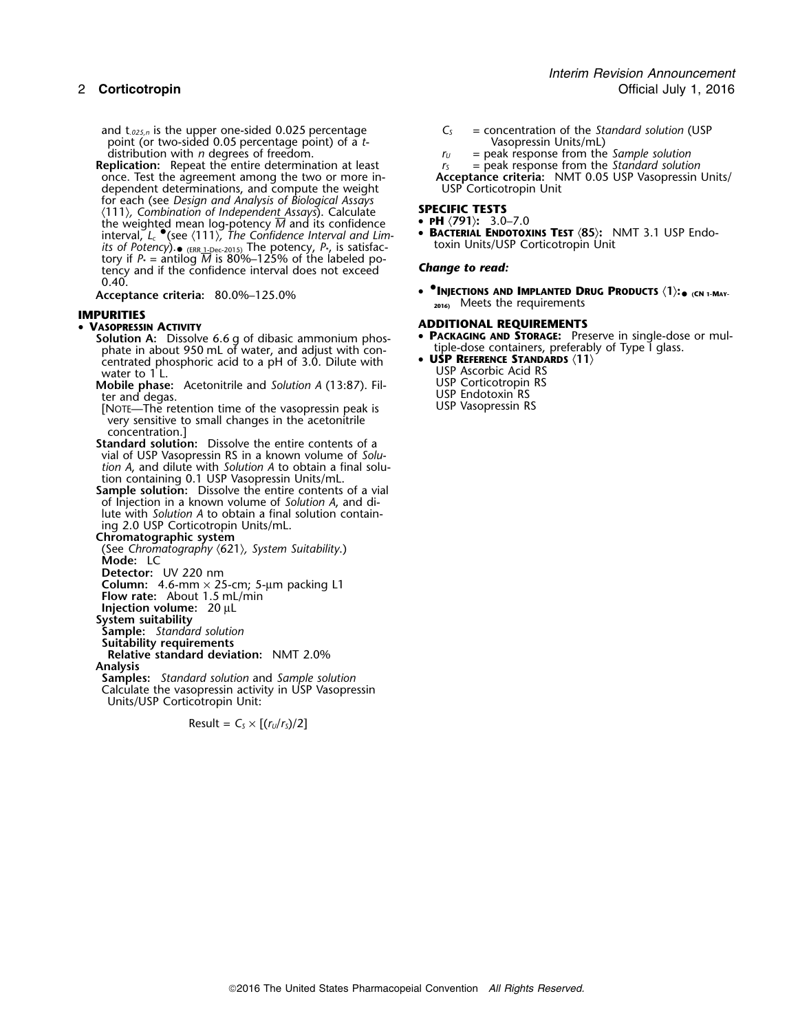and $t_{.025,n}$ is the upper one-sided 0.025 percentage point (or two-sided 0.05 percentage point) of a *t*-distribution with *n* degrees of freedom.

**Replication:** Repeat the entire determination at least once. Test the agreement among the two or more independent determinations, and compute the weight for each (see *Design and Analysis of Biological Assays* ⟨111⟩, *Combination of Independent Assays*). Calculate the weighted mean log-potency $\overline{M}$ and its confidence interval, $L_c$ •(see ⟨111⟩, *The Confidence Interval and Limits of Potency*).• (ERR 1-Dec-2015) The potency, $P_*$, is satisfactory if $P_*$ = antilog $\overline{M}$ is 80%–125% of the labeled potency and if the confidence interval does not exceed 0.40.

**Acceptance criteria:** 80.0%–125.0%

## IMPURITIES

- **Vasopressin Activity**

**Solution A:** Dissolve 6.6 g of dibasic ammonium phosphate in about 950 mL of water, and adjust with concentrated phosphoric acid to a pH of 3.0. Dilute with water to 1 L.

**Mobile phase:** Acetonitrile and *Solution A* (13:87). Filter and degas.

[Note—The retention time of the vasopressin peak is very sensitive to small changes in the acetonitrile concentration.]

**Standard solution:** Dissolve the entire contents of a vial of USP Vasopressin RS in a known volume of *Solution A*, and dilute with *Solution A* to obtain a final solution containing 0.1 USP Vasopressin Units/mL.

**Sample solution:** Dissolve the entire contents of a vial of Injection in a known volume of *Solution A*, and dilute with *Solution A* to obtain a final solution containing 2.0 USP Corticotropin Units/mL.

**Chromatographic system**

(See *Chromatography* ⟨621⟩, *System Suitability*.)

**Mode:** LC

**Detector:** UV 220 nm

**Column:** 4.6-mm × 25-cm; 5-µm packing L1

**Flow rate:** About 1.5 mL/min

**Injection volume:** 20 µL

**System suitability**

**Sample:** *Standard solution*

**Suitability requirements**

**Relative standard deviation:** NMT 2.0%

**Analysis**

**Samples:** *Standard solution* and *Sample solution*

Calculate the vasopressin activity in USP Vasopressin Units/USP Corticotropin Unit:

$$\text{Result} = C_S \times [(r_U/r_S)/2]$$

$C_S$ = concentration of the *Standard solution* (USP Vasopressin Units/mL)

$r_U$ = peak response from the *Sample solution*

$r_S$ = peak response from the *Standard solution*

**Acceptance criteria:** NMT 0.05 USP Vasopressin Units/USP Corticotropin Unit

## SPECIFIC TESTS

- **pH** ⟨791⟩**:** 3.0–7.0
- **Bacterial Endotoxins Test** ⟨85⟩**:** NMT 3.1 USP Endotoxin Units/USP Corticotropin Unit

***Change to read:***

- •**Injections and Implanted Drug Products** ⟨1⟩**:**• (CN 1-May-2016) Meets the requirements

## ADDITIONAL REQUIREMENTS

- **Packaging and Storage:** Preserve in single-dose or multiple-dose containers, preferably of Type I glass.
- **USP Reference Standards** ⟨11⟩

USP Ascorbic Acid RS
USP Corticotropin RS
USP Endotoxin RS
USP Vasopressin RS